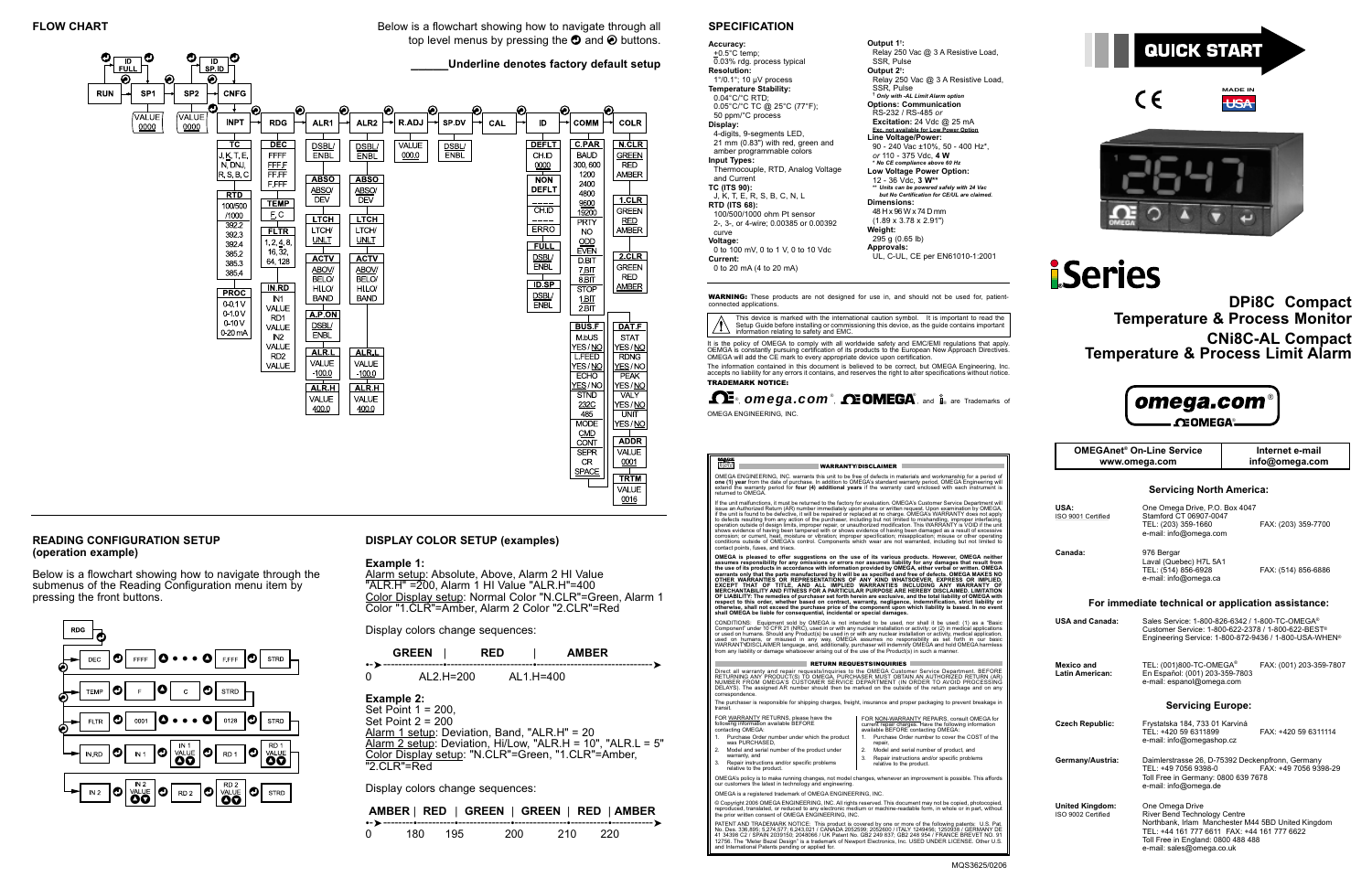## FLOW CHART

Below is a flowchart showing how to navigate through all top level menus by pressing the ➊ and ➋ buttons.

______Underline denotes factory default setup

RUN → SP1 → SP2 → CNFG

ID FULL | ID SP.ID

SP1: VALUE 0000 | SP2: VALUE 0000

CNFG → INPT → RDG → ALR1 → ALR2 → R.ADJ → SP.DV → CAL → ID → COMM → COLR

- **INPT**: TC (J, K, T, E, N, DN, R, S, B, C); RTD (100/500/1000, 392.2, 392.3, 392.4, 385.2, 385.3, 385.4); PROC (0-0.1 V, 0-1.0 V, 0-10 V, 0-20 mA)
- **RDG**: DEC (FFFF, FFF.F, FF.FF, F.FFF); TEMP (F, C); FLTR (1, 2, 4, 8, 16, 32, 64, 128); IN.RD (IN1 VALUE, RD1 VALUE, IN2 VALUE, RD2 VALUE)
- **ALR1**: DSBL/ENBL; ABSO (ABSO/DEV); LTCH (LTCH/UNLT); ACTV (ABOV/BELO/HILO/BAND); A.P.ON (DSBL/ENBL); ALR.L (VALUE -100.0); ALR.H (VALUE 400.0)
- **ALR2**: DSBL/ENBL; ABSO (ABSO/DEV); LTCH (LTCH/UNLT); ACTV (ABOV/BELO/HILO/BAND); ALR.L (VALUE -100.0); ALR.H (VALUE 400.0)
- **R.ADJ**: VALUE 000.0
- **SP.DV**: DSBL/ENBL
- **ID**: DEFLT (CH.ID 0000); NON DEFLT (____ CH.ID, ____ ERRO); FULL (DSBL/ENBL); ID.SP (DSBL/ENBL)
- **COMM**: C.PAR (BAUD 300, 600, 1200, 2400, 4800, 9600, 19200; PRTY NO, ODD, EVEN; D.BIT 7.BIT, 8.BIT; STOP 1.BIT, 2.BIT); BUS.F (M.BUS YES/NO; L.FEED YES/NO; ECHO YES/NO; STND 232C, 485; MODE CMD, CONT; SEPR CR, SPACE); DAT.F (STAT YES/NO; RDNG YES/NO; PEAK YES/NO; VALY YES/NO; UNIT YES/NO); ADDR (VALUE 0001); TRTM (VALUE 0016)
- **COLR**: N.CLR (GREEN, RED, AMBER); 1.CLR (GREEN, RED, AMBER); 2.CLR (GREEN, RED, AMBER)

## READING CONFIGURATION SETUP (operation example)

Below is a flowchart showing how to navigate through the submenus of the Reading Configuration menu item by pressing the front buttons.

- RDG → DEC → FFFF → ... → F.FFF → STRD
- TEMP → F → C → STRD
- FLTR → 0001 → ... → 0128 → STRD
- IN.RD → IN 1 → IN 1 VALUE → RD 1 → RD 1 VALUE
- IN 2 → IN 2 VALUE → RD 2 → RD 2 VALUE → STRD

## DISPLAY COLOR SETUP (examples)

**Example 1:**

Alarm setup: Absolute, Above, Alarm 2 HI Value "ALR.H" =200, Alarm 1 HI Value "ALR.H"=400
Color Display setup: Normal Color "N.CLR"=Green, Alarm 1 Color "1.CLR"=Amber, Alarm 2 Color "2.CLR"=Red

Display colors change sequences:

GREEN | RED | AMBER
0 — AL2.H=200 — AL1.H=400

**Example 2:**

Set Point 1 = 200,
Set Point 2 = 200
Alarm 1 setup: Deviation, Band, "ALR.H" = 20
Alarm 2 setup: Deviation, Hi/Low, "ALR.H = 10", "ALR.L = 5"
Color Display setup: "N.CLR"=Green, "1.CLR"=Amber, "2.CLR"=Red

Display colors change sequences:

AMBER | RED | GREEN | GREEN | RED | AMBER
0 — 180 — 195 — 200 — 210 — 220

## SPECIFICATION

**Accuracy:**
±0.5°C temp;
0.03% rdg. process typical

**Resolution:**
1°/0.1°; 10 µV process

**Temperature Stability:**
0.04°C/°C RTD;
0.05°C/°C TC @ 25°C (77°F);
50 ppm/°C process

**Display:**
4-digits, 9-segments LED,
21 mm (0.83") with red, green and amber programmable colors

**Input Types:**
Thermocouple, RTD, Analog Voltage and Current

**TC (ITS 90):**
J, K, T, E, R, S, B, C, N, L

**RTD (ITS 68):**
100/500/1000 ohm Pt sensor
2-, 3-, or 4-wire; 0.00385 or 0.00392 curve

**Voltage:**
0 to 100 mV, 0 to 1 V, 0 to 10 Vdc

**Current:**
0 to 20 mA (4 to 20 mA)

**Output 1**[1]**:**
Relay 250 Vac @ 3 A Resistive Load, SSR, Pulse

**Output 2**[1]**:**
Relay 250 Vac @ 3 A Resistive Load, SSR, Pulse

[1] *Only with -AL Limit Alarm option*

**Options: Communication**
RS-232 / RS-485 *or*
**Excitation:** 24 Vdc @ 25 mA
*Exc. not available for Low Power Option*

**Line Voltage/Power:**
90 - 240 Vac ±10%, 50 - 400 Hz*,
*or* 110 - 375 Vdc, **4 W**
*\* No CE compliance above 60 Hz*

**Low Voltage Power Option:**
12 - 36 Vdc, **3 W\*\***
*\*\* Units can be powered safely with 24 Vac but No Certification for CE/UL are claimed.*

**Dimensions:**
48 H x 96 W x 74 D mm
(1.89 x 3.78 x 2.91")

**Weight:**
295 g (0.65 lb)

**Approvals:**
UL, C-UL, CE per EN61010-1:2001

**WARNING:** These products are not designed for use in, and should not be used for, patient-connected applications.

This device is marked with the international caution symbol. It is important to read the Setup Guide before installing or commissioning this device, as the guide contains important information relating to safety and EMC.

It is the policy of OMEGA to comply with all worldwide safety and EMC/EMI regulations that apply. OMEGA is constantly pursuing certification of its products to the European New Approach Directives. OMEGA will add the CE mark to every appropriate device upon certification.

The information contained in this document is believed to be correct, but OMEGA Engineering, Inc. accepts no liability for any errors it contains, and reserves the right to alter specifications without notice.

**TRADEMARK NOTICE:**

®, omega.com®, OMEGA®, and i are Trademarks of OMEGA ENGINEERING, INC.

### WARRANTY/DISCLAIMER

OMEGA ENGINEERING, INC. warrants this unit to be free of defects in materials and workmanship for a period of **one (1) year** from the date of purchase. In addition to OMEGA's standard warranty period, OMEGA Engineering will extend the warranty period for **four (4) additional years** if the warranty card enclosed with each instrument is returned to OMEGA.

If the unit malfunctions, it must be returned to the factory for evaluation. OMEGA's Customer Service Department will issue an Authorized Return (AR) number immediately upon phone or written request. Upon examination by OMEGA, if the unit is found to be defective, it will be repaired or replaced at no charge. OMEGA's WARRANTY does not apply to defects resulting from any action of the purchaser, including but not limited to mishandling, improper interfacing, operation outside of design limits, improper repair, or unauthorized modification. This WARRANTY is VOID if the unit shows evidence of having been tampered with or shows evidence of having been damaged as a result of excessive corrosion; or current, heat, moisture or vibration; improper specification; misapplication; misuse or other operating conditions outside of OMEGA's control. Components which wear are not warranted, including but not limited to contact points, fuses, and triacs.

**OMEGA is pleased to offer suggestions on the use of its various products. However, OMEGA neither assumes responsibility for any omissions or errors nor assumes liability for any damages that result from the use of its products in accordance with information provided by OMEGA, either verbal or written. OMEGA warrants only that the parts manufactured by it will be as specified and free of defects. OMEGA MAKES NO OTHER WARRANTIES OR REPRESENTATIONS OF ANY KIND WHATSOEVER, EXPRESS OR IMPLIED, EXCEPT THAT OF TITLE, AND ALL IMPLIED WARRANTIES INCLUDING ANY WARRANTY OF MERCHANTABILITY AND FITNESS FOR A PARTICULAR PURPOSE ARE HEREBY DISCLAIMED. LIMITATION OF LIABILITY: The remedies of purchaser set forth herein are exclusive, and the total liability of OMEGA with respect to this order, whether based on contract, warranty, negligence, indemnification, strict liability or otherwise, shall not exceed the purchase price of the component upon which liability is based. In no event shall OMEGA be liable for consequential, incidental or special damages.**

CONDITIONS: Equipment sold by OMEGA is not intended to be used, nor shall it be used: (1) as a "Basic Component" under 10 CFR 21 (NRC), used in or with any nuclear installation or activity; or (2) in medical applications or used on humans. Should any Product(s) be used in or with any nuclear installation or activity, medical application, used on humans, or misused in any way, OMEGA assumes no responsibility as set forth in our basic WARRANTY/DISCLAIMER language, and, additionally, purchaser will indemnify OMEGA and hold OMEGA harmless from any liability or damage whatsoever arising out of the use of the Product(s) in such a manner.

### RETURN REQUESTS/INQUIRIES

Direct all warranty and repair requests/inquiries to the OMEGA Customer Service Department. BEFORE RETURNING ANY PRODUCT(S) TO OMEGA, PURCHASER MUST OBTAIN AN AUTHORIZED RETURN (AR) NUMBER FROM OMEGA'S CUSTOMER SERVICE DEPARTMENT (IN ORDER TO AVOID PROCESSING DELAYS). The assigned AR number should then be marked on the outside of the return package and on any correspondence.

The purchaser is responsible for shipping charges, freight, insurance and proper packaging to prevent breakage in transit.

FOR WARRANTY RETURNS, please have the following information available BEFORE contacting OMEGA:
1. Purchase Order number under which the product was PURCHASED,
2. Model and serial number of the product under warranty, and
3. Repair instructions and/or specific problems relative to the product.

FOR NON-WARRANTY REPAIRS, consult OMEGA for current repair charges. Have the following information available BEFORE contacting OMEGA:
1. Purchase Order number to cover the COST of the repair,
2. Model and serial number of product, and
3. Repair instructions and/or specific problems relative to the product.

OMEGA's policy is to make running changes, not model changes, whenever an improvement is possible. This affords our customers the latest in technology and engineering.

OMEGA is a registered trademark of OMEGA ENGINEERING, INC.

© Copyright 2006 OMEGA ENGINEERING, INC. All rights reserved. This document may not be copied, photocopied, reproduced, translated, or reduced to any electronic medium or machine-readable form, in whole or in part, without the prior written consent of OMEGA ENGINEERING, INC.

PATENT AND TRADEMARK NOTICE: This product is covered by one or more of the following patents: U.S. Pat. No. Des. 336,895; 5,274,577; 6,243,021 / CANADA 2052599; 2052600 / ITALY 1249456; 1250938 / GERMANY DE 41 34398 C2 / SPAIN 2039150; 2048066 / UK Patent No. GB2 249 837; GB2 248 954 / FRANCE BREVET NO. 91 12756. The "Meter Bezel Design" is a trademark of Newport Electronics, Inc. USED UNDER LICENSE. Other U.S. and International Patents pending or applied for.

# QUICK START

MADE IN USA

# iSeries

## DPi8C Compact Temperature & Process Monitor
## CNi8C-AL Compact Temperature & Process Limit Alarm

omega.com® OMEGA®

| OMEGAnet® On-Line Service www.omega.com | Internet e-mail info@omega.com |
| --- | --- |

### Servicing North America:

**USA:** ISO 9001 Certified
One Omega Drive, P.O. Box 4047
Stamford CT 06907-0047
TEL: (203) 359-1660 FAX: (203) 359-7700
e-mail: info@omega.com

**Canada:**
976 Bergar
Laval (Quebec) H7L 5A1
TEL: (514) 856-6928 FAX: (514) 856-6886
e-mail: info@omega.ca

### For immediate technical or application assistance:

**USA and Canada:**
Sales Service: 1-800-826-6342 / 1-800-TC-OMEGA®
Customer Service: 1-800-622-2378 / 1-800-622-BEST®
Engineering Service: 1-800-872-9436 / 1-800-USA-WHEN®

**Mexico and Latin American:**
TEL: (001)800-TC-OMEGA® FAX: (001) 203-359-7807
En Español: (001) 203-359-7803
e-mail: espanol@omega.com

### Servicing Europe:

**Czech Republic:**
Frystatska 184, 733 01 Karviná
TEL: +420 59 6311899 FAX: +420 59 6311114
e-mail: info@omegashop.cz

**Germany/Austria:**
Daimlerstrasse 26, D-75392 Deckenpfronn, Germany
TEL: +49 7056 9398-0 FAX: +49 7056 9398-29
Toll Free in Germany: 0800 639 7678
e-mail: info@omega.de

**United Kingdom:** ISO 9002 Certified
One Omega Drive
River Bend Technology Centre
Northbank, Irlam Manchester M44 5BD United Kingdom
TEL: +44 161 777 6611 FAX: +44 161 777 6622
Toll Free in England: 0800 488 488
e-mail: sales@omega.co.uk

MQS3625/0206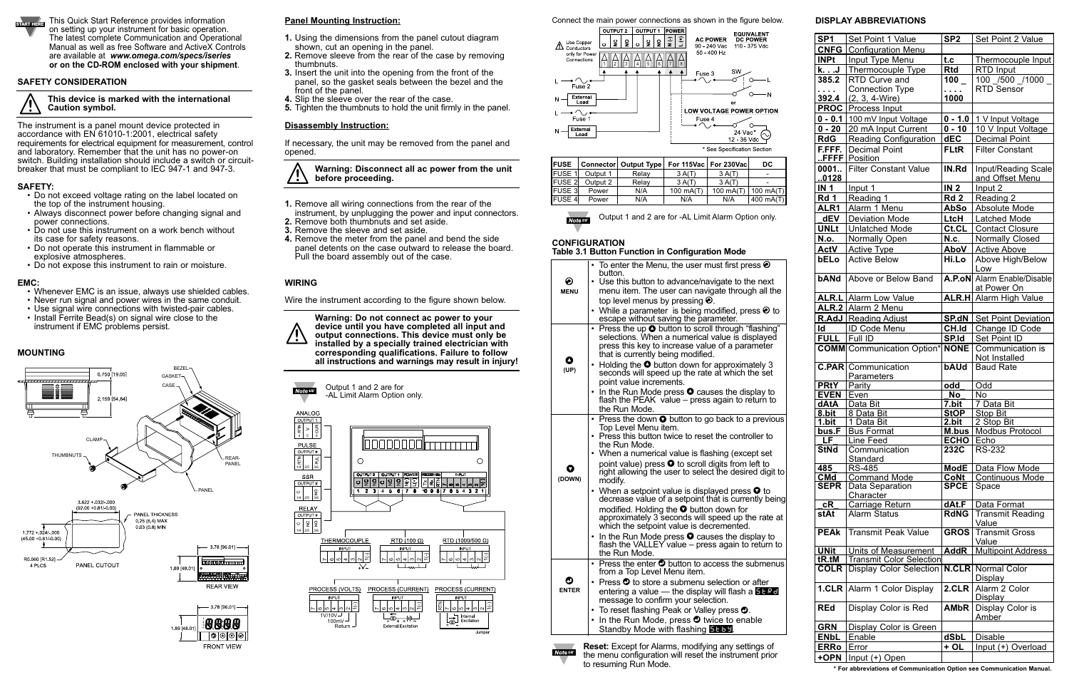This Quick Start Reference provides information on setting up your instrument for basic operation. The latest complete Communication and Operational Manual as well as free Software and ActiveX Controls are available at ***www.omega.com/specs/iseries*** **or on the CD-ROM enclosed with your shipment**.

## SAFETY CONSIDERATION

**This device is marked with the international Caution symbol.**

The instrument is a panel mount device protected in accordance with EN 61010-1:2001, electrical safety requirements for electrical equipment for measurement, control and laboratory. Remember that the unit has no power-on switch. Building installation should include a switch or circuit-breaker that must be compliant to IEC 947-1 and 947-3.

### SAFETY:

- Do not exceed voltage rating on the label located on the top of the instrument housing.
- Always disconnect power before changing signal and power connections.
- Do not use this instrument on a work bench without its case for safety reasons.
- Do not operate this instrument in flammable or explosive atmospheres.
- Do not expose this instrument to rain or moisture.

### EMC:

- Whenever EMC is an issue, always use shielded cables.
- Never run signal and power wires in the same conduit.
- Use signal wire connections with twisted-pair cables.
- Install Ferrite Bead(s) on signal wire close to the instrument if EMC problems persist.

## MOUNTING

BEZEL
GASKET
CASE
0.750 [19.05]
2.159 [54.84]
CLAMP
THUMBNUTS
REAR-PANEL
PANEL
3.622 +.032/-.000 (92.00 +0.81/-0.00)
PANEL THICKNESS 0.25 (6.4) MAX 0.03 (0.8) MIN
1.772 +.024/-.000 (45.00 +0.61/-0.00)
R0.060 [R1.52] 4 PLCS
PANEL CUTOUT
3.78 [96.01]
1.89 [48.01]
REAR VIEW
FRONT VIEW

## Panel Mounting Instruction:

1. Using the dimensions from the panel cutout diagram shown, cut an opening in the panel.
2. Remove sleeve from the rear of the case by removing thumbnuts.
3. Insert the unit into the opening from the front of the panel, so the gasket seals between the bezel and the front of the panel.
4. Slip the sleeve over the rear of the case.
5. Tighten the thumbnuts to hold the unit firmly in the panel.

## Disassembly Instruction:

If necessary, the unit may be removed from the panel and opened.

**Warning: Disconnect all ac power from the unit before proceeding.**

1. Remove all wiring connections from the rear of the instrument, by unplugging the power and input connectors.
2. Remove both thumbnuts and set aside.
3. Remove the sleeve and set aside.
4. Remove the meter from the panel and bend the side panel detents on the case outward to release the board. Pull the board assembly out of the case.

## WIRING

Wire the instrument according to the figure shown below.

**Warning: Do not connect ac power to your device until you have completed all input and output connections. This device must only be installed by a specially trained electrician with corresponding qualifications. Failure to follow all instructions and warnings may result in injury!**

Note: Output 1 and 2 are for -AL Limit Alarm Option only.

ANALOG
PULSE
SSR
RELAY
OUTPUT 2 OUTPUT 1 POWER INPUT
THERMOCOUPLE
RTD (100 Ω)
RTD (1000/500 Ω)
PROCESS (VOLTS)
PROCESS (CURRENT)
PROCESS (CURRENT)
1V/10V
100mV
Return
External Excitation
Internal Excitation
Jumper

Connect the main power connections as shown in the figure below.

Use Copper Conductors only for Power Connections
AC POWER 90 - 240 Vac 50 - 400 Hz
EQUIVALENT DC POWER 110 - 375 Vdc
Fuse 2
External Load
Fuse 1
External Load
Fuse 3
SW
or
LOW VOLTAGE POWER OPTION
Fuse 4
24 Vac* 12 - 36 Vdc
* See Specification Section

| FUSE | Connector | Output Type | For 115Vac | For 230Vac | DC |
|---|---|---|---|---|---|
| FUSE 1 | Output 1 | Relay | 3 A(T) | 3 A(T) | - |
| FUSE 2 | Output 2 | Relay | 3 A(T) | 3 A(T) | - |
| FUSE 3 | Power | N/A | 100 mA(T) | 100 mA(T) | 100 mA(T) |
| FUSE 4 | Power | N/A | N/A | N/A | 400 mA(T) |

Note: Output 1 and 2 are for -AL Limit Alarm Option only.

## CONFIGURATION

### Table 3.1 Button Function in Configuration Mode

| | |
|---|---|
| MENU | • To enter the Menu, the user must first press MENU button.<br>• Use this button to advance/navigate to the next menu item. The user can navigate through all the top level menus by pressing MENU.<br>• While a parameter is being modified, press MENU to escape without saving the parameter. |
| (UP) | • Press the up button to scroll through "flashing" selections. When a numerical value is displayed press this key to increase value of a parameter that is currently being modified.<br>• Holding the UP button down for approximately 3 seconds will speed up the rate at which the set point value increments.<br>• In the Run Mode press UP causes the display to flash the PEAK value – press again to return to the Run Mode. |
| (DOWN) | • Press the down button to go back to a previous Top Level Menu item.<br>• Press this button twice to reset the controller to the Run Mode.<br>• When a numerical value is flashing (except set point value) press DOWN to scroll digits from left to right allowing the user to select the desired digit to modify.<br>• When a setpoint value is displayed press DOWN to decrease value of a setpoint that is currently being modified. Holding the DOWN button down for approximately 3 seconds will speed up the rate at which the setpoint value is decremented.<br>• In the Run Mode press DOWN causes the display to flash the VALLEY value – press again to return to the Run Mode. |
| ENTER | • Press the enter button to access the submenus from a Top Level Menu item.<br>• Press ENTER to store a submenu selection or after entering a value — the display will flash a StRd message to confirm your selection.<br>• To reset flashing Peak or Valley press ENTER.<br>• In the Run Mode, press ENTER twice to enable Standby Mode with flashing StbY. |

Note: **Reset:** Except for Alarms, modifying any settings of the menu configuration will reset the instrument prior to resuming Run Mode.

## DISPLAY ABBREVIATIONS

| | | | |
|---|---|---|---|
| SP1 | Set Point 1 Value | SP2 | Set Point 2 Value |
| CNFG | Configuration Menu | | |
| INPt | Input Type Menu | t.c | Thermocouple Input |
| k. . .J | Thermocouple Type | Rtd | RTD Input |
| 385.2 . . . . 392.4 | RTD Curve and Connection Type (2, 3, 4-Wire) | 100 _ . . . . 1000 | 100 _/500 _/1000 _ RTD Sensor |
| PROC | Process Input | | |
| 0 - 0.1 | 100 mV Input Voltage | 0 - 1.0 | 1 V Input Voltage |
| 0 - 20 | 20 mA Input Current | 0 - 10 | 10 V Input Voltage |
| RdG | Reading Configuration | dEC | Decimal Point |
| F.FFF. ..FFFF | Decimal Point Position | FLtR | Filter Constant |
| 0001.. ..0128 | Filter Constant Value | IN.Rd | Input/Reading Scale and Offset Menu |
| IN 1 | Input 1 | IN 2 | Input 2 |
| Rd 1 | Reading 1 | Rd 2 | Reading 2 |
| ALR1 | Alarm 1 Menu | AbSo | Absolute Mode |
| _dEV | Deviation Mode | LtcH | Latched Mode |
| UNLt | Unlatched Mode | Ct.CL | Contact Closure |
| N.o. | Normally Open | N.c. | Normally Closed |
| ActV | Active Type | AboV | Active Above |
| bELo | Active Below | Hi.Lo | Above High/Below Low |
| bANd | Above or Below Band | A.P.oN | Alarm Enable/Disable at Power On |
| ALR.L | Alarm Low Value | ALR.H | Alarm High Value |
| ALR.2 | Alarm 2 Menu | | |
| R.AdJ | Reading Adjust | SP.dN | Set Point Deviation |
| Id | ID Code Menu | CH.Id | Change ID Code |
| FULL | Full ID | SP.Id | Set Point ID |
| COMM | Communication Option* | NONE | Communication is Not Installed |
| C.PAR | Communication Parameters | bAUd | Baud Rate |
| PRtY | Parity | odd_ | Odd |
| EVEN | Even | _No_ | No |
| dAtA | Data Bit | 7.bit | 7 Data Bit |
| 8.bit | 8 Data Bit | StOP | Stop Bit |
| 1.bit | 1 Data Bit | 2.bit | 2 Stop Bit |
| bus.F | Bus Format | M.bus | Modbus Protocol |
| _LF_ | Line Feed | ECHO | Echo |
| StNd | Communication Standard | 232C | RS-232 |
| 485 | RS-485 | ModE | Data Flow Mode |
| CMd | Command Mode | CoNt | Continuous Mode |
| SEPR | Data Separation Character | SPCE | Space |
| _cR_ | Carriage Return | dAt.F | Data Format |
| stAt | Alarm Status | RdNG | Transmit Reading Value |
| PEAk | Transmit Peak Value | GROS | Transmit Gross Value |
| UNit | Units of Measurement | AddR | Multipoint Address |
| tR.tM | Transmit Color Selection | | |
| COLR | Display Color Selection | N.CLR | Normal Color Display |
| 1.CLR | Alarm 1 Color Display | 2.CLR | Alarm 2 Color Display |
| REd | Display Color is Red | AMbR | Display Color is Amber |
| GRN | Display Color is Green | | |
| ENbL | Enable | dSbL | Disable |
| ERRo | Error | + OL | Input (+) Overload |
| +OPN | Input (+) Open | | |

\* For abbreviations of Communication Option see Communication Manual.